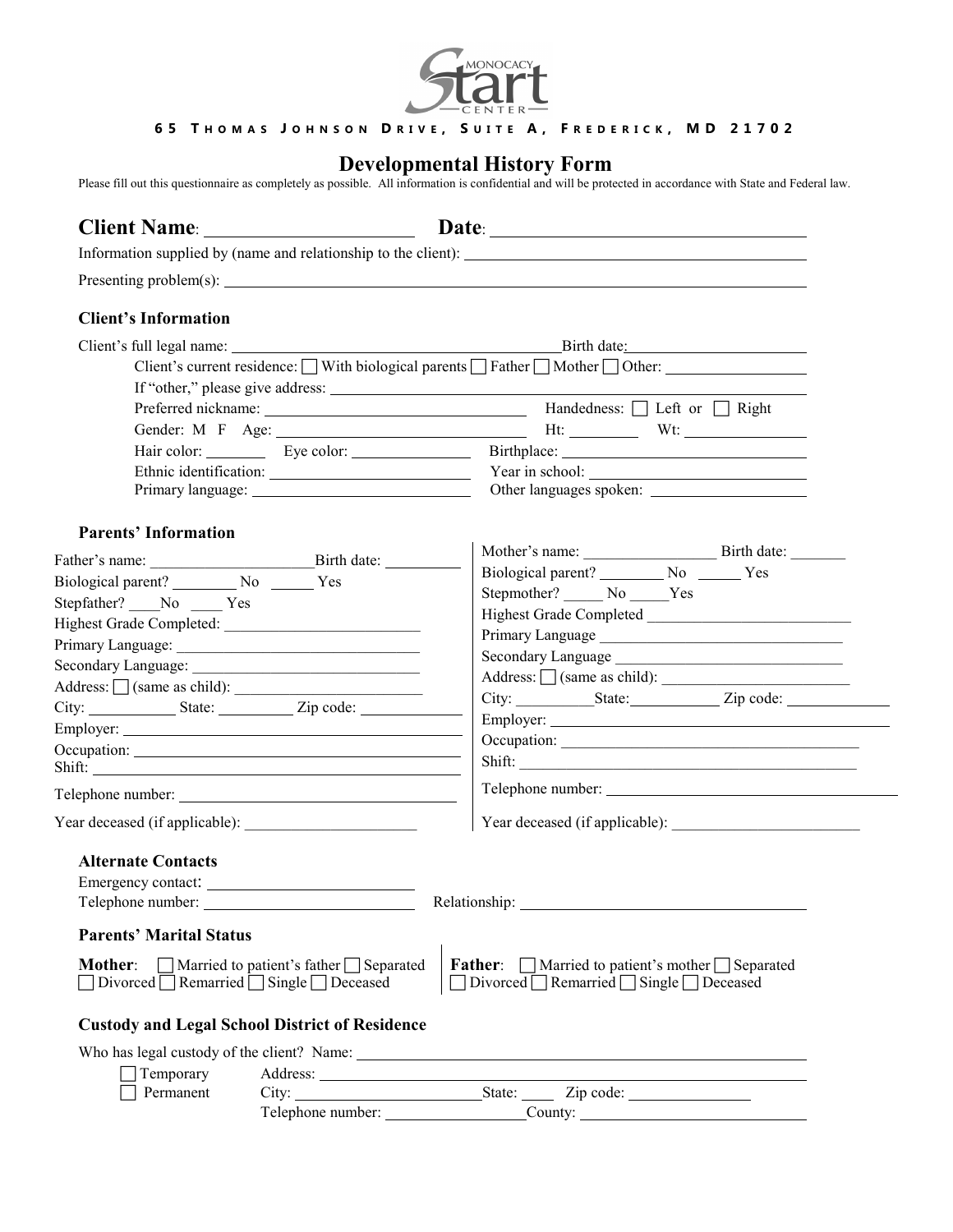MONOCACY Start CENTER

65 THOMAS JOHNSON DRIVE, SUITE A, FREDERICK, MD 21702

# Developmental History Form

Please fill out this questionnaire as completely as possible. All information is confidential and will be protected in accordance with State and Federal law.

**Client Name**: ______________________ **Date**: ______________________

Information supplied by (name and relationship to the client): ______________________

Presenting problem(s): ______________________

### Client's Information

Client's full legal name: ______________________ Birth date: ______________________

Client's current residence: ☐ With biological parents ☐ Father ☐ Mother ☐ Other: ______________________

If "other," please give address: ______________________

Preferred nickname: ______________________ Handedness: ☐ Left or ☐ Right

Gender: M F Age: ______________________ Ht: ________ Wt: ________

Hair color: ________ Eye color: ________ Birthplace: ______________________

Ethnic identification: ______________________ Year in school: ______________________

Primary language: ______________________ Other languages spoken: ______________________

### Parents' Information

Father's name: ______________________ Birth date: ________

Biological parent? ________ No ______ Yes

Stepfather? ____No ____ Yes

Highest Grade Completed: ______________________

Primary Language: ______________________

Secondary Language: ______________________

Address: ☐ (same as child): ______________________

City: __________ State: ________ Zip code: __________

Employer: ______________________

Occupation: ______________________

Shift: ______________________

Telephone number: ______________________

Year deceased (if applicable): ______________________

Mother's name: ______________________ Birth date: ________

Biological parent? ________ No ______ Yes

Stepmother? _____ No _____Yes

Highest Grade Completed ______________________

Primary Language ______________________

Secondary Language ______________________

Address: ☐ (same as child): ______________________

City: __________State:__________ Zip code: __________

Employer: ______________________

Occupation: ______________________

Shift: ______________________

Telephone number: ______________________

Year deceased (if applicable): ______________________

### Alternate Contacts

Emergency contact: ______________________

Telephone number: ______________________ Relationship: ______________________

### Parents' Marital Status

**Mother**: ☐ Married to patient's father ☐ Separated ☐ Divorced ☐ Remarried ☐ Single ☐ Deceased

**Father**: ☐ Married to patient's mother ☐ Separated ☐ Divorced ☐ Remarried ☐ Single ☐ Deceased

### Custody and Legal School District of Residence

Who has legal custody of the client? Name: ______________________

☐ Temporary Address: ______________________

☐ Permanent City: ______________________ State: ____ Zip code: ______________________

Telephone number: ______________________ County: ______________________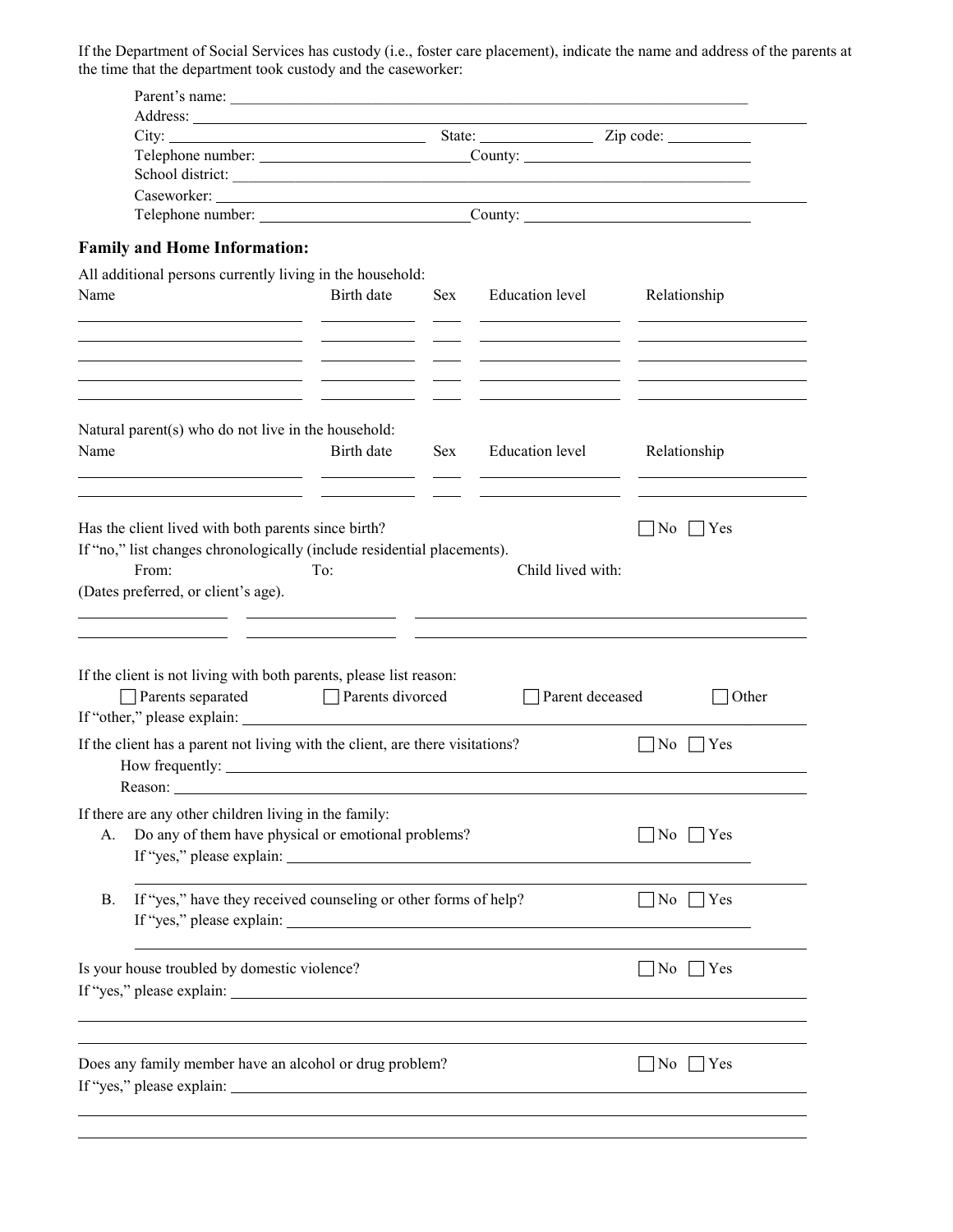If the Department of Social Services has custody (i.e., foster care placement), indicate the name and address of the parents at the time that the department took custody and the caseworker:

Parent's name: ______________________________

Address: ______________________________

City: ______________ State: __________ Zip code: __________

Telephone number: ______________ County: ______________

School district: ______________________________

Caseworker: ______________________________

Telephone number: ______________ County: ______________

## Family and Home Information:

All additional persons currently living in the household:

| Name | Birth date | Sex | Education level | Relationship |
|---|---|---|---|---|
| | | | | |
| | | | | |
| | | | | |
| | | | | |
| | | | | |

Natural parent(s) who do not live in the household:

| Name | Birth date | Sex | Education level | Relationship |
|---|---|---|---|---|
| | | | | |
| | | | | |

Has the client lived with both parents since birth? ☐ No ☐ Yes

If "no," list changes chronologically (include residential placements).

| From: (Dates preferred, or client's age). | To: | Child lived with: |
|---|---|---|
| | | |
| | | |

If the client is not living with both parents, please list reason:

☐ Parents separated ☐ Parents divorced ☐ Parent deceased ☐ Other

If "other," please explain: ______________________________

If the client has a parent not living with the client, are there visitations? ☐ No ☐ Yes

How frequently: ______________________________

Reason: ______________________________

If there are any other children living in the family:

A. Do any of them have physical or emotional problems? ☐ No ☐ Yes
   If "yes," please explain: ______________________________

B. If "yes," have they received counseling or other forms of help? ☐ No ☐ Yes
   If "yes," please explain: ______________________________

Is your house troubled by domestic violence? ☐ No ☐ Yes

If "yes," please explain: ______________________________

Does any family member have an alcohol or drug problem? ☐ No ☐ Yes

If "yes," please explain: ______________________________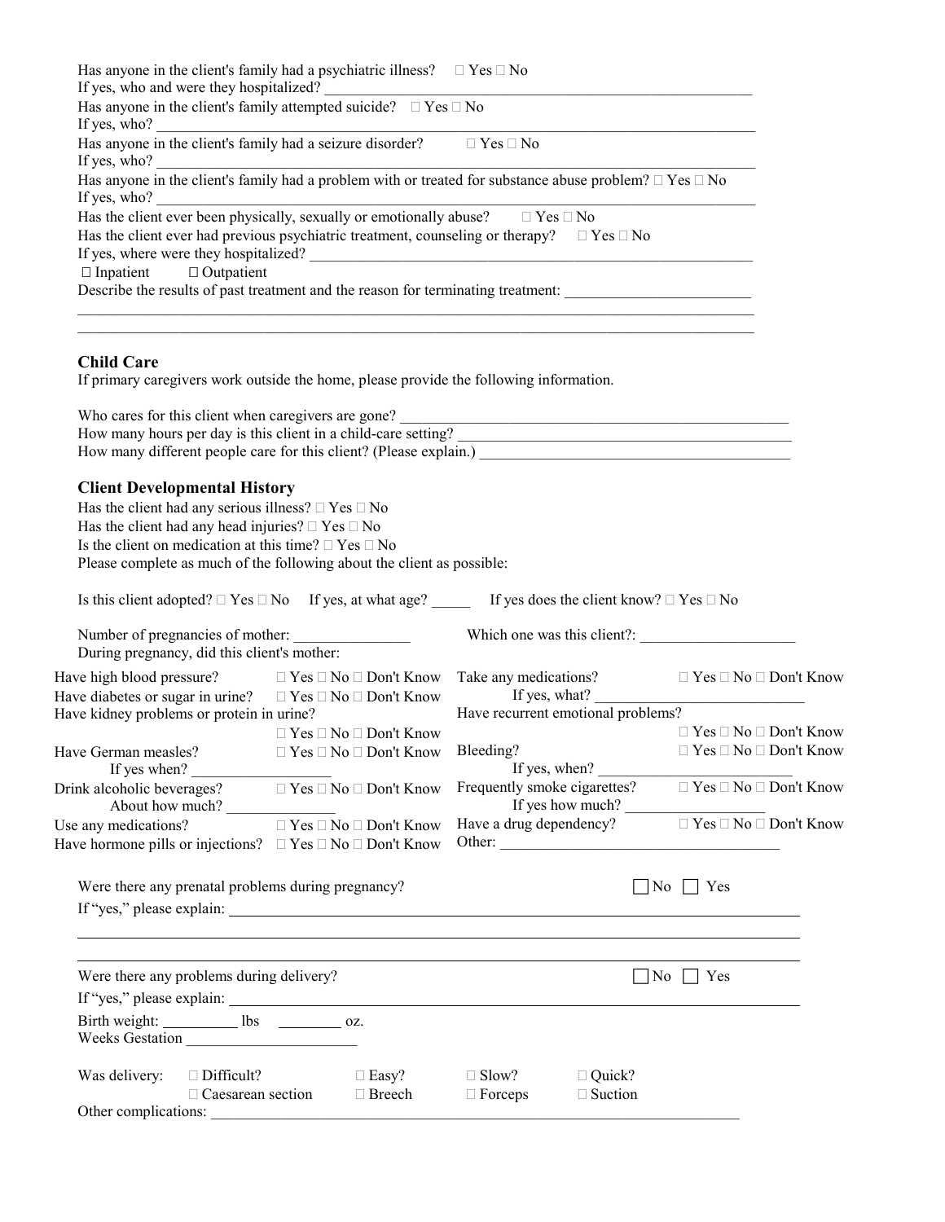Has anyone in the client's family had a psychiatric illness? □ Yes □ No
If yes, who and were they hospitalized? ______________________________________________

Has anyone in the client's family attempted suicide? □ Yes □ No
If yes, who? ______________________________________________

Has anyone in the client's family had a seizure disorder? □ Yes □ No
If yes, who? ______________________________________________

Has anyone in the client's family had a problem with or treated for substance abuse problem? □ Yes □ No
If yes, who? ______________________________________________

Has the client ever been physically, sexually or emotionally abuse? □ Yes □ No
Has the client ever had previous psychiatric treatment, counseling or therapy? □ Yes □ No
If yes, where were they hospitalized? ______________________________________________
□ Inpatient □ Outpatient
Describe the results of past treatment and the reason for terminating treatment: ______________________________________________

______________________________________________

______________________________________________

## Child Care

If primary caregivers work outside the home, please provide the following information.

Who cares for this client when caregivers are gone? ______________________________________________
How many hours per day is this client in a child-care setting? ______________________________________________
How many different people care for this client? (Please explain.) ______________________________________________

## Client Developmental History

Has the client had any serious illness? □ Yes □ No
Has the client had any head injuries? □ Yes □ No
Is the client on medication at this time? □ Yes □ No
Please complete as much of the following about the client as possible:

Is this client adopted? □ Yes □ No If yes, at what age? _____ If yes does the client know? □ Yes □ No

Number of pregnancies of mother: _______________ Which one was this client?: ____________________
During pregnancy, did this client's mother:

| | | | |
|---|---|---|---|
| Have high blood pressure? | □ Yes □ No □ Don't Know | Take any medications? | □ Yes □ No □ Don't Know |
| Have diabetes or sugar in urine? | □ Yes □ No □ Don't Know | If yes, what? ____________________ | |
| Have kidney problems or protein in urine? | □ Yes □ No □ Don't Know | Have recurrent emotional problems? | □ Yes □ No □ Don't Know |
| Have German measles? | □ Yes □ No □ Don't Know | Bleeding? | □ Yes □ No □ Don't Know |
| If yes when? ____________ | | If yes, when? ____________ | |
| Drink alcoholic beverages? | □ Yes □ No □ Don't Know | Frequently smoke cigarettes? | □ Yes □ No □ Don't Know |
| About how much? ____________ | | If yes how much? ____________ | |
| Use any medications? | □ Yes □ No □ Don't Know | Have a drug dependency? | □ Yes □ No □ Don't Know |
| Have hormone pills or injections? | □ Yes □ No □ Don't Know | Other: ____________________ | |

Were there any prenatal problems during pregnancy? □ No □ Yes
If "yes," please explain: ______________________________________________

______________________________________________

______________________________________________

Were there any problems during delivery? □ No □ Yes
If "yes," please explain: ______________________________________________

Birth weight: __________ lbs ________ oz.
Weeks Gestation ______________________

Was delivery: □ Difficult? □ Easy? □ Slow? □ Quick?
□ Caesarean section □ Breech □ Forceps □ Suction
Other complications: ______________________________________________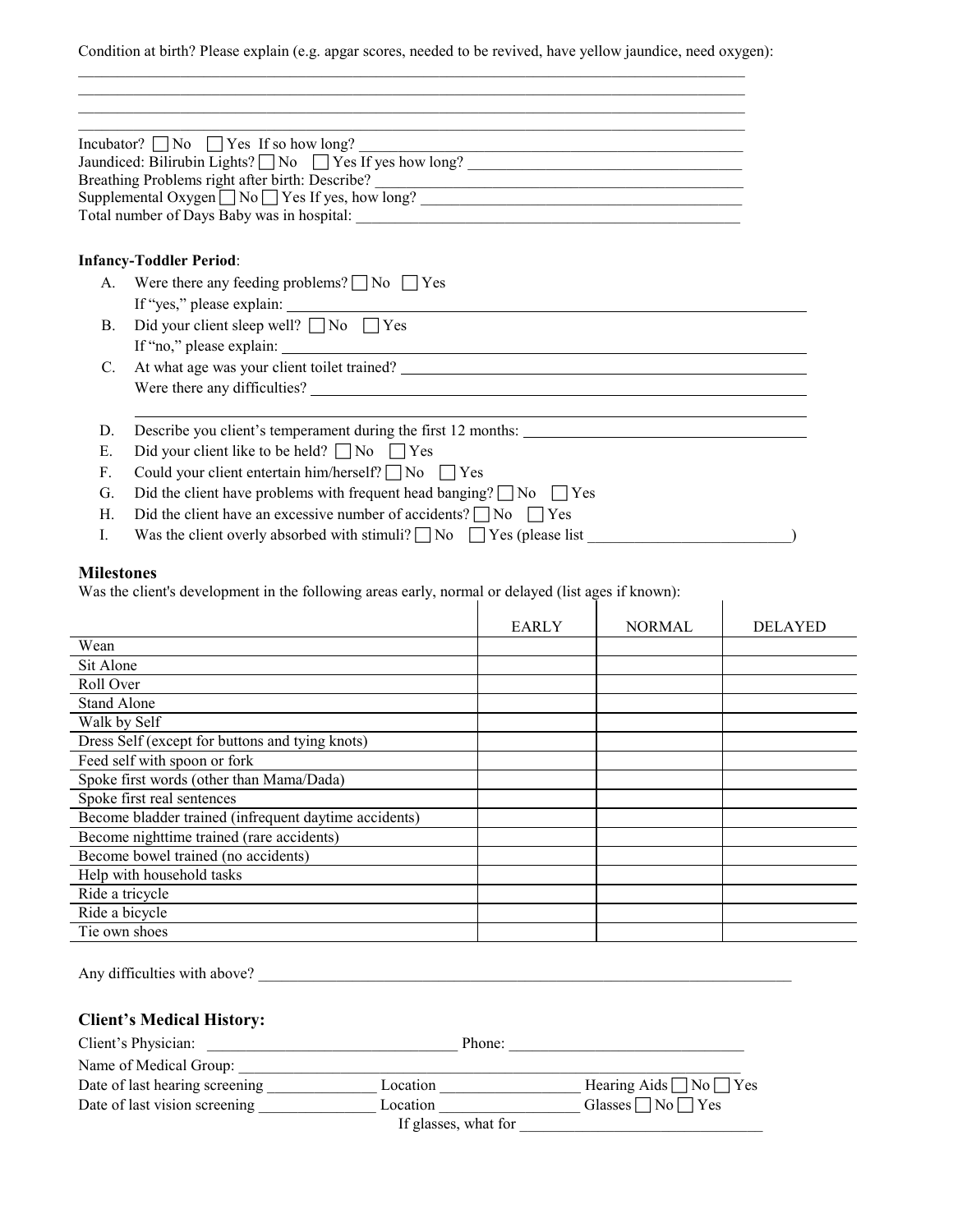Condition at birth? Please explain (e.g. apgar scores, needed to be revived, have yellow jaundice, need oxygen):

______________________________________________________________________________________

______________________________________________________________________________________

______________________________________________________________________________________

______________________________________________________________________________________

Incubator? ☐ No ☐ Yes If so how long? ____________________________________________

Jaundiced: Bilirubin Lights? ☐ No ☐ Yes If yes how long? ______________________________

Breathing Problems right after birth: Describe? ______________________________________

Supplemental Oxygen ☐ No ☐ Yes If yes, how long? ___________________________________

Total number of Days Baby was in hospital: _________________________________________

**Infancy-Toddler Period**:

A. Were there any feeding problems? ☐ No ☐ Yes
   If "yes," please explain: ______________________________________________________
B. Did your client sleep well? ☐ No ☐ Yes
   If "no," please explain: _______________________________________________________
C. At what age was your client toilet trained? ______________________________________
   Were there any difficulties? ___________________________________________________
   ______________________________________________________________________________
D. Describe you client's temperament during the first 12 months: ______________________
E. Did your client like to be held? ☐ No ☐ Yes
F. Could your client entertain him/herself? ☐ No ☐ Yes
G. Did the client have problems with frequent head banging? ☐ No ☐ Yes
H. Did the client have an excessive number of accidents? ☐ No ☐ Yes
I. Was the client overly absorbed with stimuli? ☐ No ☐ Yes (please list ____________________)

### Milestones

Was the client's development in the following areas early, normal or delayed (list ages if known):

| | EARLY | NORMAL | DELAYED |
|---|---|---|---|
| Wean | | | |
| Sit Alone | | | |
| Roll Over | | | |
| Stand Alone | | | |
| Walk by Self | | | |
| Dress Self (except for buttons and tying knots) | | | |
| Feed self with spoon or fork | | | |
| Spoke first words (other than Mama/Dada) | | | |
| Spoke first real sentences | | | |
| Become bladder trained (infrequent daytime accidents) | | | |
| Become nighttime trained (rare accidents) | | | |
| Become bowel trained (no accidents) | | | |
| Help with household tasks | | | |
| Ride a tricycle | | | |
| Ride a bicycle | | | |
| Tie own shoes | | | |

Any difficulties with above? ______________________________________________________________

### Client's Medical History:

Client's Physician: ______________________________ Phone: ____________________________

Name of Medical Group: __________________________________________________________

Date of last hearing screening ____________ Location ______________ Hearing Aids ☐ No ☐ Yes

Date of last vision screening ____________ Location ______________ Glasses ☐ No ☐ Yes

If glasses, what for ______________________________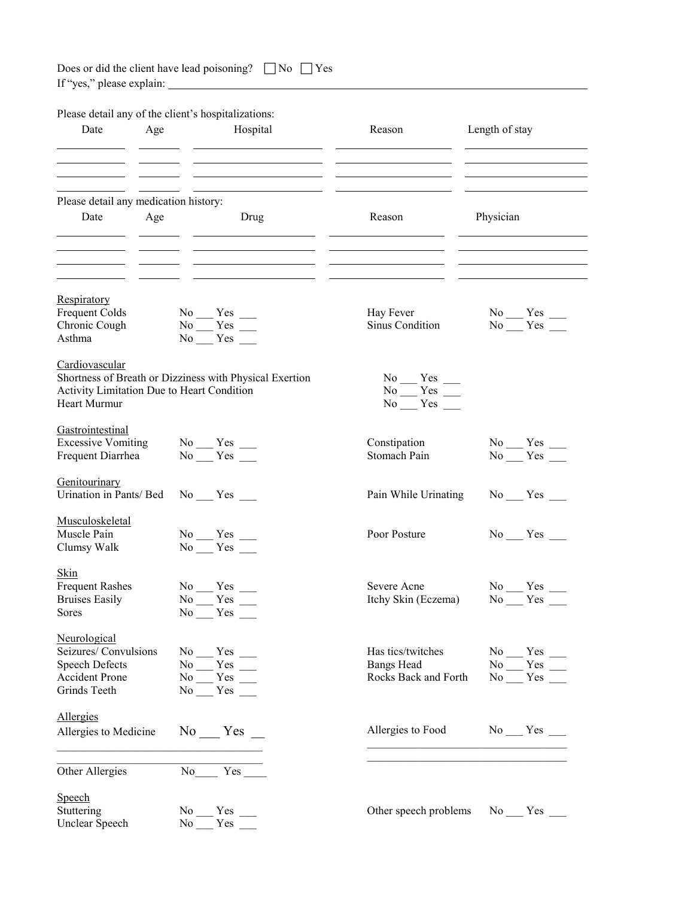Does or did the client have lead poisoning? ☐ No ☐ Yes
If "yes," please explain: ______________________________________________

Please detail any of the client's hospitalizations:

| Date | Age | Hospital | Reason | Length of stay |
|---|---|---|---|---|
| | | | | |
| | | | | |
| | | | | |
| | | | | |

Please detail any medication history:

| Date | Age | Drug | Reason | Physician |
|---|---|---|---|---|
| | | | | |
| | | | | |
| | | | | |
| | | | | |

**Respiratory**

Frequent Colds No ___ Yes ___
Chronic Cough No ___ Yes ___
Asthma No ___ Yes ___
Hay Fever No ___ Yes ___
Sinus Condition No ___ Yes ___

**Cardiovascular**

Shortness of Breath or Dizziness with Physical Exertion No ___ Yes ___
Activity Limitation Due to Heart Condition No ___ Yes ___
Heart Murmur No ___ Yes ___

**Gastrointestinal**

Excessive Vomiting No ___ Yes ___
Frequent Diarrhea No ___ Yes ___
Constipation No ___ Yes ___
Stomach Pain No ___ Yes ___

**Genitourinary**

Urination in Pants/ Bed No ___ Yes ___
Pain While Urinating No ___ Yes ___

**Musculoskeletal**

Muscle Pain No ___ Yes ___
Clumsy Walk No ___ Yes ___
Poor Posture No ___ Yes ___

**Skin**

Frequent Rashes No ___ Yes ___
Bruises Easily No ___ Yes ___
Sores No ___ Yes ___
Severe Acne No ___ Yes ___
Itchy Skin (Eczema) No ___ Yes ___

**Neurological**

Seizures/ Convulsions No ___ Yes ___
Speech Defects No ___ Yes ___
Accident Prone No ___ Yes ___
Grinds Teeth No ___ Yes ___
Has tics/twitches No ___ Yes ___
Bangs Head No ___ Yes ___
Rocks Back and Forth No ___ Yes ___

**Allergies**

Allergies to Medicine No ___ Yes __
______________________________________
______________________________________

Allergies to Food No ___ Yes ___
______________________________________
______________________________________

Other Allergies No____ Yes ____

**Speech**

Stuttering No ___ Yes ___
Unclear Speech No ___ Yes ___
Other speech problems No ___ Yes ___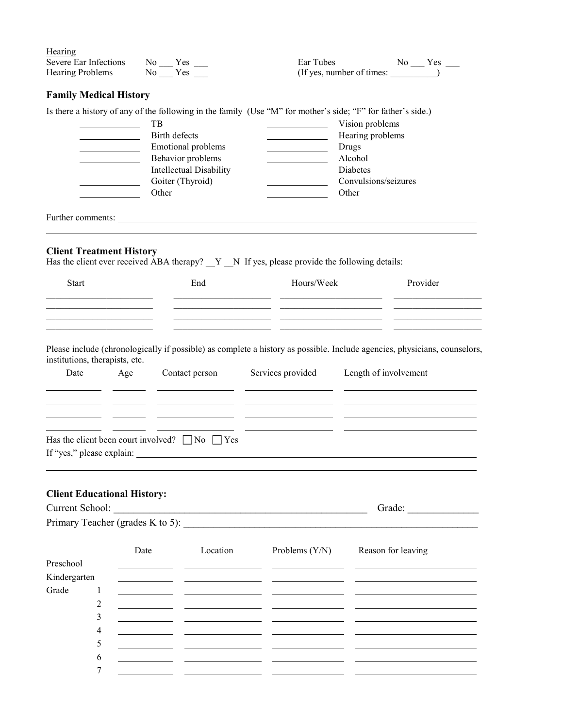Hearing

| | | | |
|---|---|---|---|
| Severe Ear Infections | No ___ Yes ___ | Ear Tubes | No ___ Yes ___ |
| Hearing Problems | No ___ Yes ___ | (If yes, number of times: __________) | |

### Family Medical History

Is there a history of any of the following in the family (Use "M" for mother's side; "F" for father's side.)

| | | | |
|---|---|---|---|
| ____________ | TB | ____________ | Vision problems |
| ____________ | Birth defects | ____________ | Hearing problems |
| ____________ | Emotional problems | ____________ | Drugs |
| ____________ | Behavior problems | ____________ | Alcohol |
| ____________ | Intellectual Disability | ____________ | Diabetes |
| ____________ | Goiter (Thyroid) | ____________ | Convulsions/seizures |
| ____________ | Other | ____________ | Other |

Further comments: ______________________________________________________________

________________________________________________________________________________

### Client Treatment History

Has the client ever received ABA therapy? __Y __N If yes, please provide the following details:

| Start | End | Hours/Week | Provider |
|---|---|---|---|
| | | | |
| | | | |
| | | | |
| | | | |

Please include (chronologically if possible) as complete a history as possible. Include agencies, physicians, counselors, institutions, therapists, etc.

| Date | Age | Contact person | Services provided | Length of involvement |
|---|---|---|---|---|
| | | | | |
| | | | | |
| | | | | |
| | | | | |

Has the client been court involved? ☐ No ☐ Yes

If "yes," please explain: ________________________________________________________

________________________________________________________________________________

### Client Educational History:

Current School: ____________________________________________________ Grade: _____________

Primary Teacher (grades K to 5): ____________________________________________________________

| | Date | Location | Problems (Y/N) | Reason for leaving |
|---|---|---|---|---|
| Preschool | | | | |
| Kindergarten | | | | |
| Grade 1 | | | | |
| 2 | | | | |
| 3 | | | | |
| 4 | | | | |
| 5 | | | | |
| 6 | | | | |
| 7 | | | | |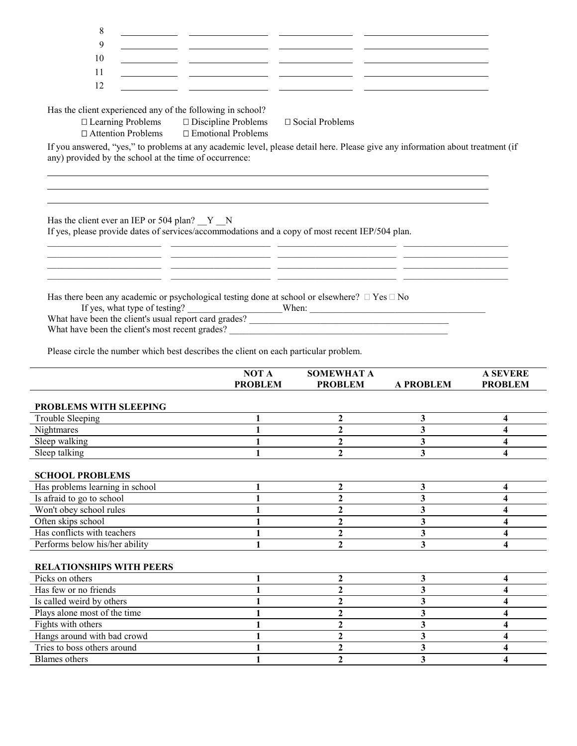8 ____________ ________________ ______________ ________________________

9 ____________ ________________ ______________ ________________________

10 ____________ ________________ ______________ ________________________

11 ____________ ________________ ______________ ________________________

12 ____________ ________________ ______________ ________________________

Has the client experienced any of the following in school?

☐ Learning Problems ☐ Discipline Problems ☐ Social Problems
☐ Attention Problems ☐ Emotional Problems

If you answered, "yes," to problems at any academic level, please detail here. Please give any information about treatment (if any) provided by the school at the time of occurrence:

______________________________________________________________________________

______________________________________________________________________________

______________________________________________________________________________

Has the client ever an IEP or 504 plan? __Y __N

If yes, please provide dates of services/accommodations and a copy of most recent IEP/504 plan.

________________________ ______________________ __________________________ ______________________

________________________ ______________________ __________________________ ______________________

________________________ ______________________ __________________________ ______________________

________________________ ______________________ __________________________ ______________________

Has there been any academic or psychological testing done at school or elsewhere? ☐ Yes ☐ No

If yes, what type of testing? ____________________When: ______________________________________

What have been the client's usual report card grades? _____________________________________________

What have been the client's most recent grades? _______________________________________________

Please circle the number which best describes the client on each particular problem.

| | NOT A PROBLEM | SOMEWHAT A PROBLEM | A PROBLEM | A SEVERE PROBLEM |
|---|---|---|---|---|
| **PROBLEMS WITH SLEEPING** | | | | |
| Trouble Sleeping | 1 | 2 | 3 | 4 |
| Nightmares | 1 | 2 | 3 | 4 |
| Sleep walking | 1 | 2 | 3 | 4 |
| Sleep talking | 1 | 2 | 3 | 4 |
| **SCHOOL PROBLEMS** | | | | |
| Has problems learning in school | 1 | 2 | 3 | 4 |
| Is afraid to go to school | 1 | 2 | 3 | 4 |
| Won't obey school rules | 1 | 2 | 3 | 4 |
| Often skips school | 1 | 2 | 3 | 4 |
| Has conflicts with teachers | 1 | 2 | 3 | 4 |
| Performs below his/her ability | 1 | 2 | 3 | 4 |
| **RELATIONSHIPS WITH PEERS** | | | | |
| Picks on others | 1 | 2 | 3 | 4 |
| Has few or no friends | 1 | 2 | 3 | 4 |
| Is called weird by others | 1 | 2 | 3 | 4 |
| Plays alone most of the time | 1 | 2 | 3 | 4 |
| Fights with others | 1 | 2 | 3 | 4 |
| Hangs around with bad crowd | 1 | 2 | 3 | 4 |
| Tries to boss others around | 1 | 2 | 3 | 4 |
| Blames others | 1 | 2 | 3 | 4 |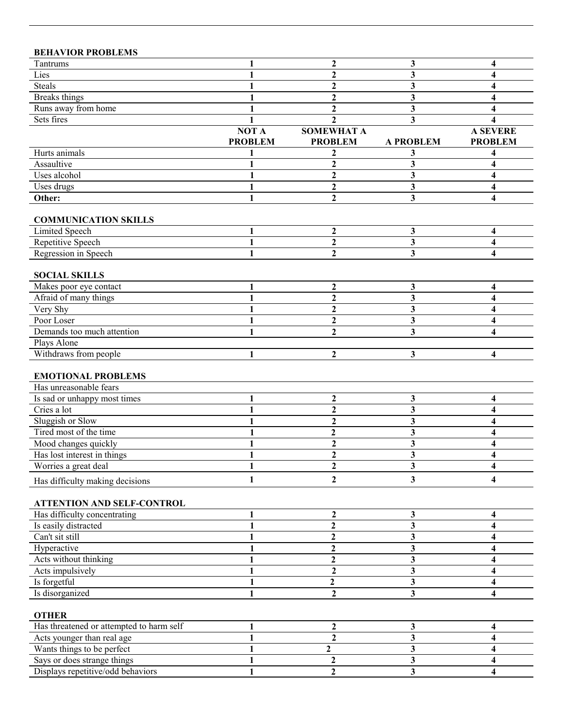| **BEHAVIOR PROBLEMS** | | | | |
|---|---|---|---|---|
| Tantrums | **1** | **2** | **3** | **4** |
| Lies | **1** | **2** | **3** | **4** |
| Steals | **1** | **2** | **3** | **4** |
| Breaks things | **1** | **2** | **3** | **4** |
| Runs away from home | **1** | **2** | **3** | **4** |
| Sets fires | **1** | **2** | **3** | **4** |
| | **NOT A PROBLEM** | **SOMEWHAT A PROBLEM** | **A PROBLEM** | **A SEVERE PROBLEM** |
| Hurts animals | **1** | **2** | **3** | **4** |
| Assaultive | **1** | **2** | **3** | **4** |
| Uses alcohol | **1** | **2** | **3** | **4** |
| Uses drugs | **1** | **2** | **3** | **4** |
| **Other:** | **1** | **2** | **3** | **4** |

| **COMMUNICATION SKILLS** | | | | |
|---|---|---|---|---|
| Limited Speech | **1** | **2** | **3** | **4** |
| Repetitive Speech | **1** | **2** | **3** | **4** |
| Regression in Speech | **1** | **2** | **3** | **4** |

| **SOCIAL SKILLS** | | | | |
|---|---|---|---|---|
| Makes poor eye contact | **1** | **2** | **3** | **4** |
| Afraid of many things | **1** | **2** | **3** | **4** |
| Very Shy | **1** | **2** | **3** | **4** |
| Poor Loser | **1** | **2** | **3** | **4** |
| Demands too much attention | **1** | **2** | **3** | **4** |
| Plays Alone | | | | |
| Withdraws from people | **1** | **2** | **3** | **4** |

| **EMOTIONAL PROBLEMS** | | | | |
|---|---|---|---|---|
| Has unreasonable fears | | | | |
| Is sad or unhappy most times | **1** | **2** | **3** | **4** |
| Cries a lot | **1** | **2** | **3** | **4** |
| Sluggish or Slow | **1** | **2** | **3** | **4** |
| Tired most of the time | **1** | **2** | **3** | **4** |
| Mood changes quickly | **1** | **2** | **3** | **4** |
| Has lost interest in things | **1** | **2** | **3** | **4** |
| Worries a great deal | **1** | **2** | **3** | **4** |
| Has difficulty making decisions | **1** | **2** | **3** | **4** |

| **ATTENTION AND SELF-CONTROL** | | | | |
|---|---|---|---|---|
| Has difficulty concentrating | **1** | **2** | **3** | **4** |
| Is easily distracted | **1** | **2** | **3** | **4** |
| Can't sit still | **1** | **2** | **3** | **4** |
| Hyperactive | **1** | **2** | **3** | **4** |
| Acts without thinking | **1** | **2** | **3** | **4** |
| Acts impulsively | **1** | **2** | **3** | **4** |
| Is forgetful | **1** | **2** | **3** | **4** |
| Is disorganized | **1** | **2** | **3** | **4** |

| **OTHER** | | | | |
|---|---|---|---|---|
| Has threatened or attempted to harm self | **1** | **2** | **3** | **4** |
| Acts younger than real age | **1** | **2** | **3** | **4** |
| Wants things to be perfect | **1** | **2** | **3** | **4** |
| Says or does strange things | **1** | **2** | **3** | **4** |
| Displays repetitive/odd behaviors | **1** | **2** | **3** | **4** |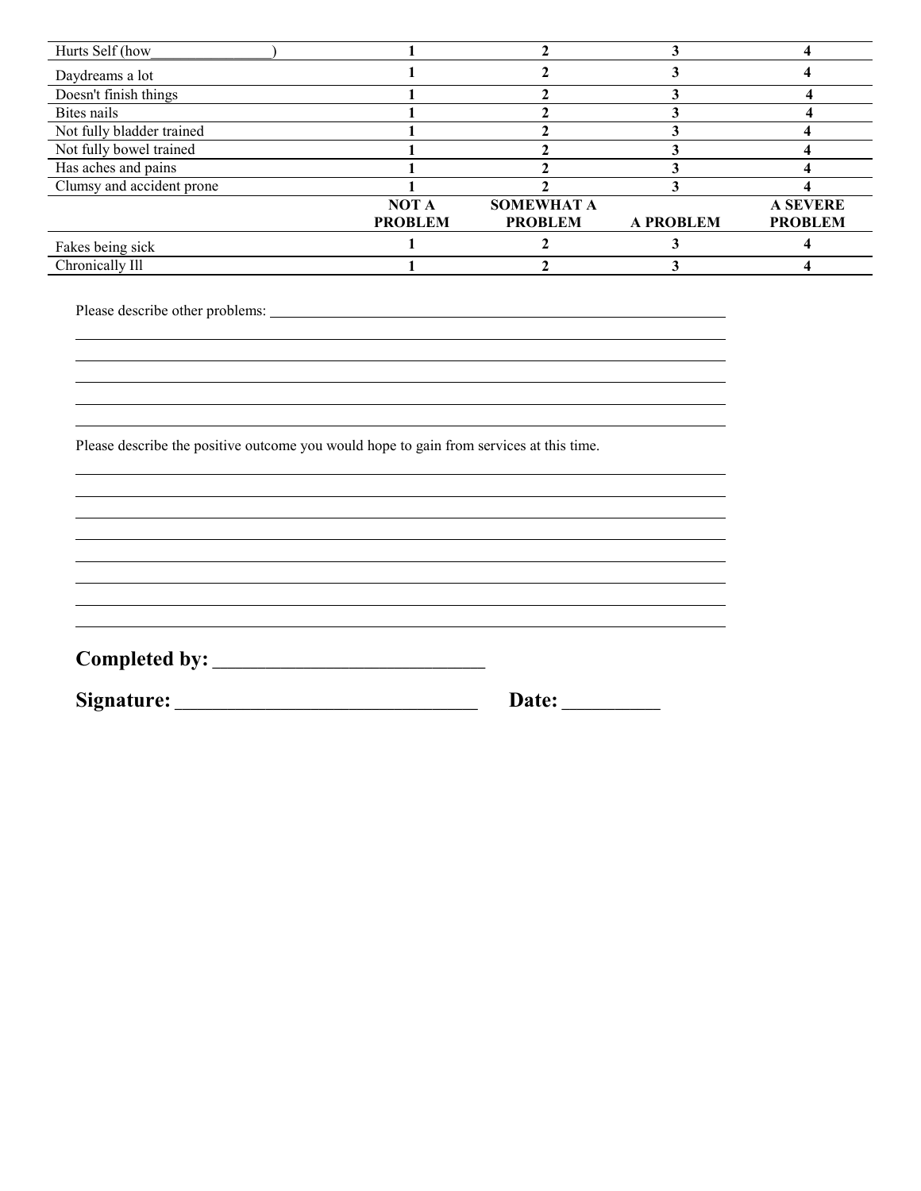| | | | | |
|---|---|---|---|---|
| Hurts Self (how________________) | 1 | 2 | 3 | 4 |
| Daydreams a lot | 1 | 2 | 3 | 4 |
| Doesn't finish things | 1 | 2 | 3 | 4 |
| Bites nails | 1 | 2 | 3 | 4 |
| Not fully bladder trained | 1 | 2 | 3 | 4 |
| Not fully bowel trained | 1 | 2 | 3 | 4 |
| Has aches and pains | 1 | 2 | 3 | 4 |
| Clumsy and accident prone | 1 | 2 | 3 | 4 |
| | **NOT A PROBLEM** | **SOMEWHAT A PROBLEM** | **A PROBLEM** | **A SEVERE PROBLEM** |
| Fakes being sick | 1 | 2 | 3 | 4 |
| Chronically Ill | 1 | 2 | 3 | 4 |

Please describe other problems: ____________________________________________________________

____________________________________________________________

____________________________________________________________

____________________________________________________________

____________________________________________________________

____________________________________________________________

Please describe the positive outcome you would hope to gain from services at this time.

____________________________________________________________

____________________________________________________________

____________________________________________________________

____________________________________________________________

____________________________________________________________

____________________________________________________________

____________________________________________________________

____________________________________________________________

**Completed by:** ____________________________

**Signature:** ______________________________ **Date:** __________